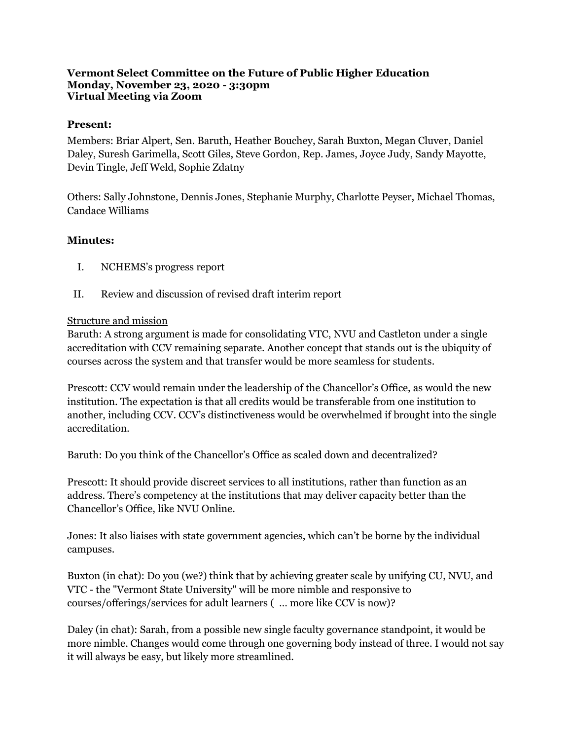**Vermont Select Committee on the Future of Public Higher Education**
**Monday, November 23, 2020 - 3:30pm**
**Virtual Meeting via Zoom**

### Present:

Members: Briar Alpert, Sen. Baruth, Heather Bouchey, Sarah Buxton, Megan Cluver, Daniel Daley, Suresh Garimella, Scott Giles, Steve Gordon, Rep. James, Joyce Judy, Sandy Mayotte, Devin Tingle, Jeff Weld, Sophie Zdatny

Others: Sally Johnstone, Dennis Jones, Stephanie Murphy, Charlotte Peyser, Michael Thomas, Candace Williams

### Minutes:

I. NCHEMS's progress report

II. Review and discussion of revised draft interim report

Structure and mission

Baruth: A strong argument is made for consolidating VTC, NVU and Castleton under a single accreditation with CCV remaining separate. Another concept that stands out is the ubiquity of courses across the system and that transfer would be more seamless for students.

Prescott: CCV would remain under the leadership of the Chancellor's Office, as would the new institution. The expectation is that all credits would be transferable from one institution to another, including CCV. CCV's distinctiveness would be overwhelmed if brought into the single accreditation.

Baruth: Do you think of the Chancellor's Office as scaled down and decentralized?

Prescott: It should provide discreet services to all institutions, rather than function as an address. There's competency at the institutions that may deliver capacity better than the Chancellor's Office, like NVU Online.

Jones: It also liaises with state government agencies, which can't be borne by the individual campuses.

Buxton (in chat): Do you (we?) think that by achieving greater scale by unifying CU, NVU, and VTC - the "Vermont State University" will be more nimble and responsive to courses/offerings/services for adult learners ( ... more like CCV is now)?

Daley (in chat): Sarah, from a possible new single faculty governance standpoint, it would be more nimble. Changes would come through one governing body instead of three. I would not say it will always be easy, but likely more streamlined.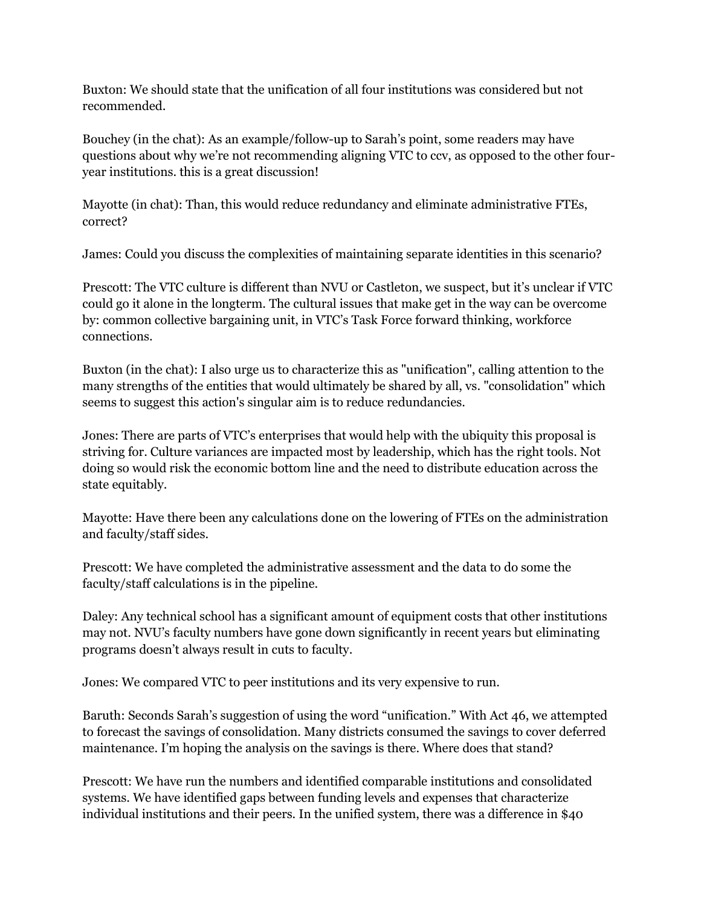Buxton: We should state that the unification of all four institutions was considered but not recommended.

Bouchey (in the chat): As an example/follow-up to Sarah's point, some readers may have questions about why we're not recommending aligning VTC to ccv, as opposed to the other four-year institutions. this is a great discussion!

Mayotte (in chat): Than, this would reduce redundancy and eliminate administrative FTEs, correct?

James: Could you discuss the complexities of maintaining separate identities in this scenario?

Prescott: The VTC culture is different than NVU or Castleton, we suspect, but it's unclear if VTC could go it alone in the longterm. The cultural issues that make get in the way can be overcome by: common collective bargaining unit, in VTC's Task Force forward thinking, workforce connections.

Buxton (in the chat): I also urge us to characterize this as "unification", calling attention to the many strengths of the entities that would ultimately be shared by all, vs. "consolidation" which seems to suggest this action's singular aim is to reduce redundancies.

Jones: There are parts of VTC's enterprises that would help with the ubiquity this proposal is striving for. Culture variances are impacted most by leadership, which has the right tools. Not doing so would risk the economic bottom line and the need to distribute education across the state equitably.

Mayotte: Have there been any calculations done on the lowering of FTEs on the administration and faculty/staff sides.

Prescott: We have completed the administrative assessment and the data to do some the faculty/staff calculations is in the pipeline.

Daley: Any technical school has a significant amount of equipment costs that other institutions may not. NVU's faculty numbers have gone down significantly in recent years but eliminating programs doesn't always result in cuts to faculty.

Jones: We compared VTC to peer institutions and its very expensive to run.

Baruth: Seconds Sarah's suggestion of using the word "unification." With Act 46, we attempted to forecast the savings of consolidation. Many districts consumed the savings to cover deferred maintenance. I'm hoping the analysis on the savings is there. Where does that stand?

Prescott: We have run the numbers and identified comparable institutions and consolidated systems. We have identified gaps between funding levels and expenses that characterize individual institutions and their peers. In the unified system, there was a difference in $40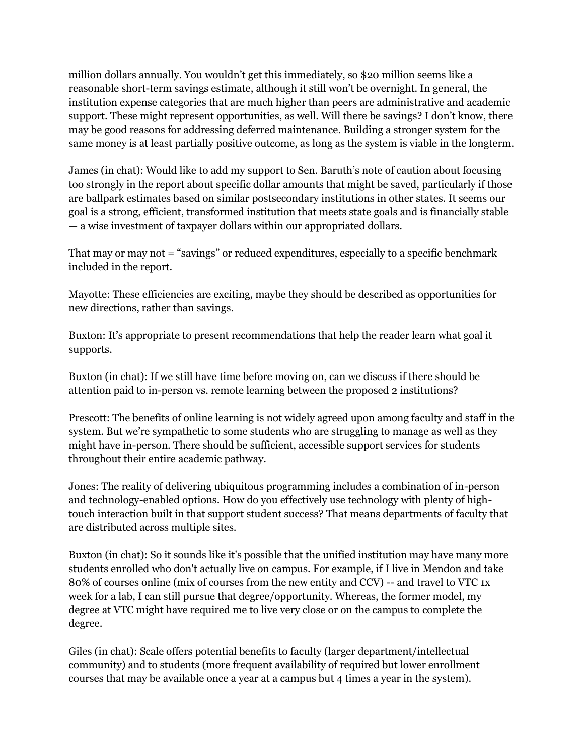million dollars annually. You wouldn't get this immediately, so $20 million seems like a reasonable short-term savings estimate, although it still won't be overnight. In general, the institution expense categories that are much higher than peers are administrative and academic support. These might represent opportunities, as well. Will there be savings? I don't know, there may be good reasons for addressing deferred maintenance. Building a stronger system for the same money is at least partially positive outcome, as long as the system is viable in the longterm.

James (in chat): Would like to add my support to Sen. Baruth's note of caution about focusing too strongly in the report about specific dollar amounts that might be saved, particularly if those are ballpark estimates based on similar postsecondary institutions in other states. It seems our goal is a strong, efficient, transformed institution that meets state goals and is financially stable — a wise investment of taxpayer dollars within our appropriated dollars.

That may or may not = "savings" or reduced expenditures, especially to a specific benchmark included in the report.

Mayotte: These efficiencies are exciting, maybe they should be described as opportunities for new directions, rather than savings.

Buxton: It's appropriate to present recommendations that help the reader learn what goal it supports.

Buxton (in chat): If we still have time before moving on, can we discuss if there should be attention paid to in-person vs. remote learning between the proposed 2 institutions?

Prescott: The benefits of online learning is not widely agreed upon among faculty and staff in the system. But we're sympathetic to some students who are struggling to manage as well as they might have in-person. There should be sufficient, accessible support services for students throughout their entire academic pathway.

Jones: The reality of delivering ubiquitous programming includes a combination of in-person and technology-enabled options. How do you effectively use technology with plenty of high-touch interaction built in that support student success? That means departments of faculty that are distributed across multiple sites.

Buxton (in chat): So it sounds like it's possible that the unified institution may have many more students enrolled who don't actually live on campus. For example, if I live in Mendon and take 80% of courses online (mix of courses from the new entity and CCV) -- and travel to VTC 1x week for a lab, I can still pursue that degree/opportunity. Whereas, the former model, my degree at VTC might have required me to live very close or on the campus to complete the degree.

Giles (in chat): Scale offers potential benefits to faculty (larger department/intellectual community) and to students (more frequent availability of required but lower enrollment courses that may be available once a year at a campus but 4 times a year in the system).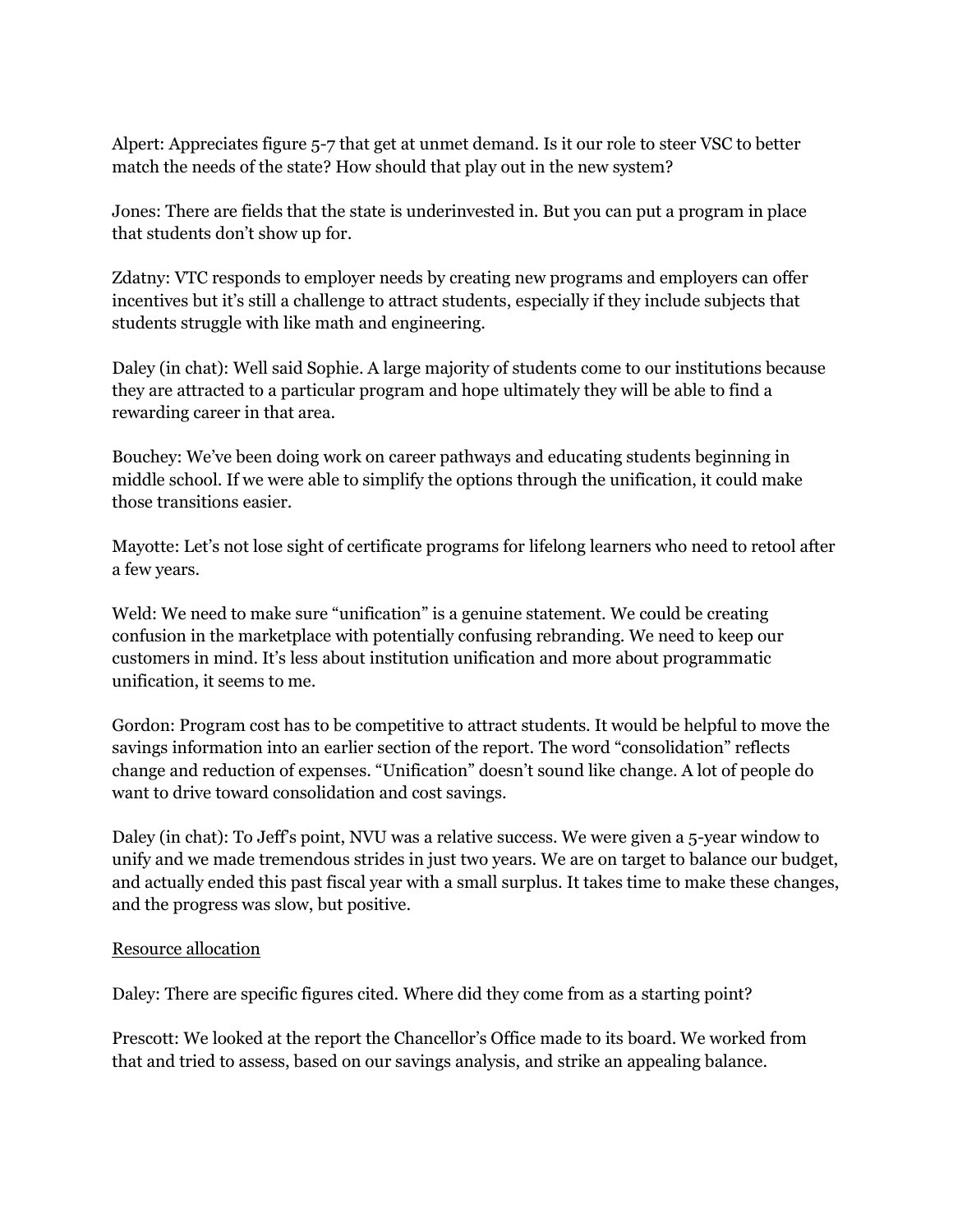Alpert: Appreciates figure 5-7 that get at unmet demand. Is it our role to steer VSC to better match the needs of the state? How should that play out in the new system?

Jones: There are fields that the state is underinvested in. But you can put a program in place that students don't show up for.

Zdatny: VTC responds to employer needs by creating new programs and employers can offer incentives but it's still a challenge to attract students, especially if they include subjects that students struggle with like math and engineering.

Daley (in chat): Well said Sophie. A large majority of students come to our institutions because they are attracted to a particular program and hope ultimately they will be able to find a rewarding career in that area.

Bouchey: We've been doing work on career pathways and educating students beginning in middle school. If we were able to simplify the options through the unification, it could make those transitions easier.

Mayotte: Let's not lose sight of certificate programs for lifelong learners who need to retool after a few years.

Weld: We need to make sure "unification" is a genuine statement. We could be creating confusion in the marketplace with potentially confusing rebranding. We need to keep our customers in mind. It's less about institution unification and more about programmatic unification, it seems to me.

Gordon: Program cost has to be competitive to attract students. It would be helpful to move the savings information into an earlier section of the report. The word "consolidation" reflects change and reduction of expenses. "Unification" doesn't sound like change. A lot of people do want to drive toward consolidation and cost savings.

Daley (in chat): To Jeff's point, NVU was a relative success. We were given a 5-year window to unify and we made tremendous strides in just two years. We are on target to balance our budget, and actually ended this past fiscal year with a small surplus. It takes time to make these changes, and the progress was slow, but positive.

<u>Resource allocation</u>

Daley: There are specific figures cited. Where did they come from as a starting point?

Prescott: We looked at the report the Chancellor's Office made to its board. We worked from that and tried to assess, based on our savings analysis, and strike an appealing balance.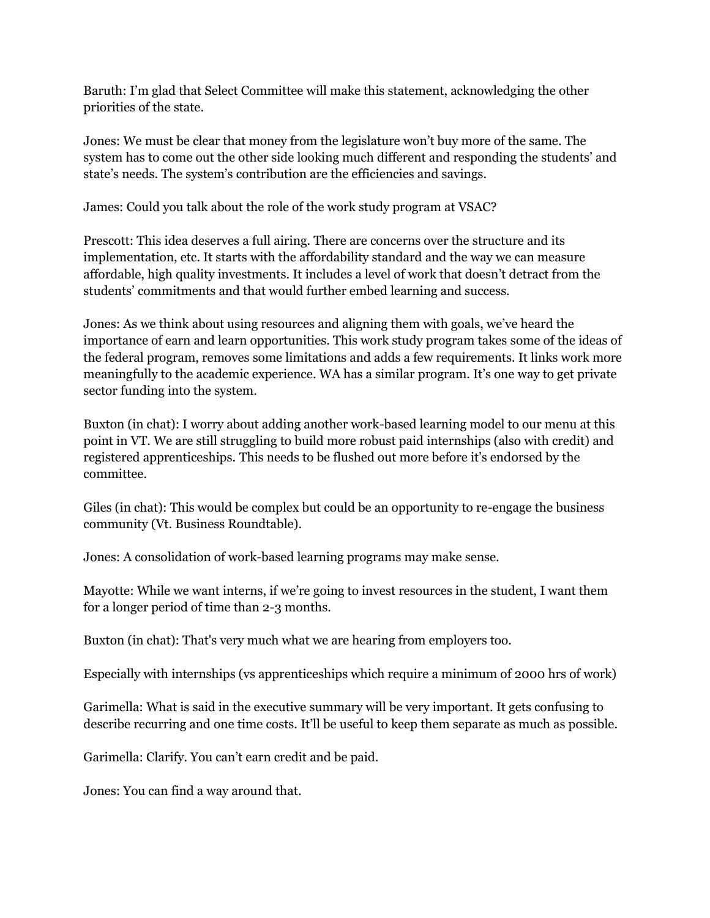Baruth: I'm glad that Select Committee will make this statement, acknowledging the other priorities of the state.

Jones: We must be clear that money from the legislature won't buy more of the same. The system has to come out the other side looking much different and responding the students' and state's needs. The system's contribution are the efficiencies and savings.

James: Could you talk about the role of the work study program at VSAC?

Prescott: This idea deserves a full airing. There are concerns over the structure and its implementation, etc. It starts with the affordability standard and the way we can measure affordable, high quality investments. It includes a level of work that doesn't detract from the students' commitments and that would further embed learning and success.

Jones: As we think about using resources and aligning them with goals, we've heard the importance of earn and learn opportunities. This work study program takes some of the ideas of the federal program, removes some limitations and adds a few requirements. It links work more meaningfully to the academic experience. WA has a similar program. It's one way to get private sector funding into the system.

Buxton (in chat): I worry about adding another work-based learning model to our menu at this point in VT. We are still struggling to build more robust paid internships (also with credit) and registered apprenticeships. This needs to be flushed out more before it's endorsed by the committee.

Giles (in chat): This would be complex but could be an opportunity to re-engage the business community (Vt. Business Roundtable).

Jones: A consolidation of work-based learning programs may make sense.

Mayotte: While we want interns, if we're going to invest resources in the student, I want them for a longer period of time than 2-3 months.

Buxton (in chat): That's very much what we are hearing from employers too.

Especially with internships (vs apprenticeships which require a minimum of 2000 hrs of work)

Garimella: What is said in the executive summary will be very important. It gets confusing to describe recurring and one time costs. It'll be useful to keep them separate as much as possible.

Garimella: Clarify. You can't earn credit and be paid.

Jones: You can find a way around that.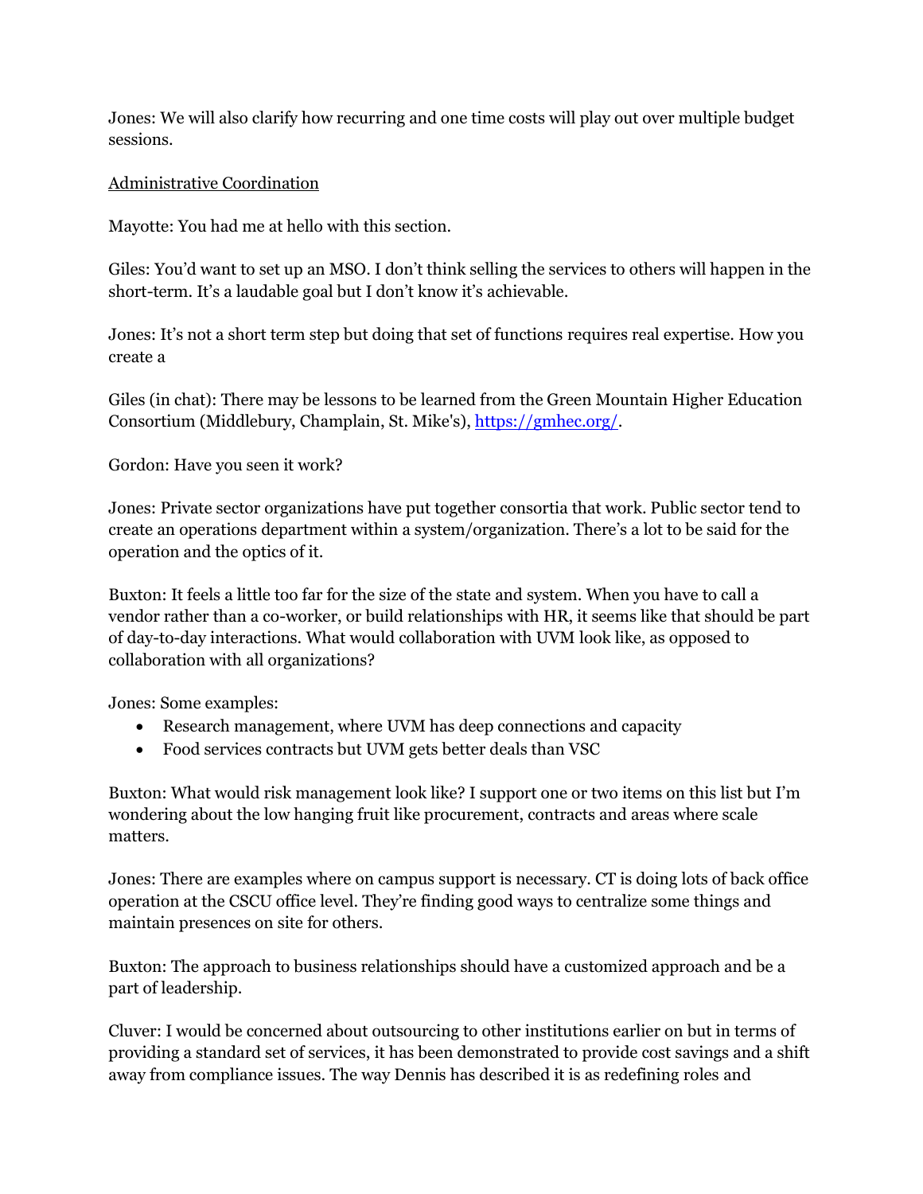Jones: We will also clarify how recurring and one time costs will play out over multiple budget sessions.

<u>Administrative Coordination</u>

Mayotte: You had me at hello with this section.

Giles: You'd want to set up an MSO. I don't think selling the services to others will happen in the short-term. It's a laudable goal but I don't know it's achievable.

Jones: It's not a short term step but doing that set of functions requires real expertise. How you create a

Giles (in chat): There may be lessons to be learned from the Green Mountain Higher Education Consortium (Middlebury, Champlain, St. Mike's), https://gmhec.org/.

Gordon: Have you seen it work?

Jones: Private sector organizations have put together consortia that work. Public sector tend to create an operations department within a system/organization. There's a lot to be said for the operation and the optics of it.

Buxton: It feels a little too far for the size of the state and system. When you have to call a vendor rather than a co-worker, or build relationships with HR, it seems like that should be part of day-to-day interactions. What would collaboration with UVM look like, as opposed to collaboration with all organizations?

Jones: Some examples:

- Research management, where UVM has deep connections and capacity
- Food services contracts but UVM gets better deals than VSC

Buxton: What would risk management look like? I support one or two items on this list but I'm wondering about the low hanging fruit like procurement, contracts and areas where scale matters.

Jones: There are examples where on campus support is necessary. CT is doing lots of back office operation at the CSCU office level. They're finding good ways to centralize some things and maintain presences on site for others.

Buxton: The approach to business relationships should have a customized approach and be a part of leadership.

Cluver: I would be concerned about outsourcing to other institutions earlier on but in terms of providing a standard set of services, it has been demonstrated to provide cost savings and a shift away from compliance issues. The way Dennis has described it is as redefining roles and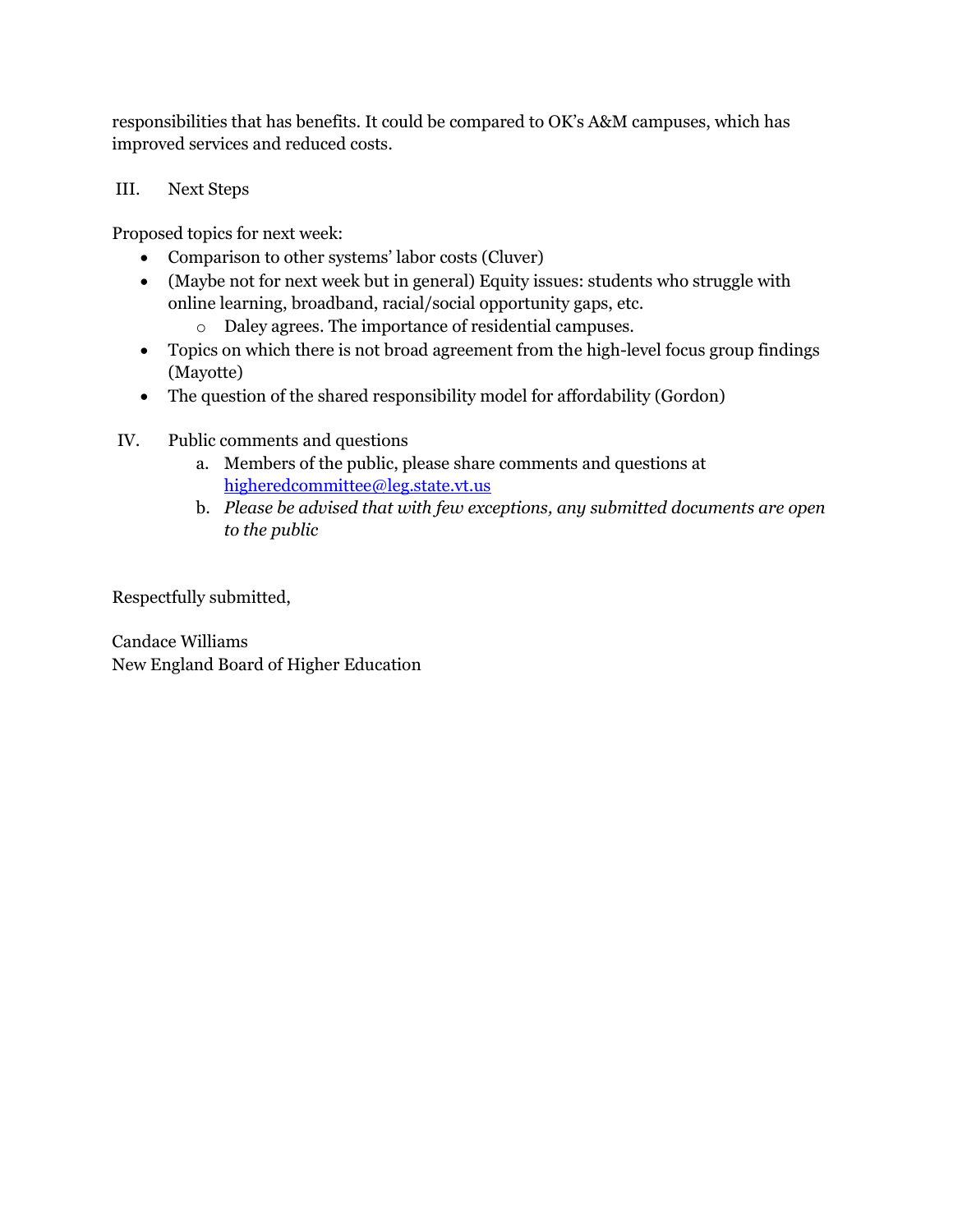responsibilities that has benefits. It could be compared to OK's A&M campuses, which has improved services and reduced costs.

III. Next Steps

Proposed topics for next week:

- Comparison to other systems' labor costs (Cluver)
- (Maybe not for next week but in general) Equity issues: students who struggle with online learning, broadband, racial/social opportunity gaps, etc.
  - Daley agrees. The importance of residential campuses.
- Topics on which there is not broad agreement from the high-level focus group findings (Mayotte)
- The question of the shared responsibility model for affordability (Gordon)

IV. Public comments and questions

a. Members of the public, please share comments and questions at higheredcommittee@leg.state.vt.us

b. *Please be advised that with few exceptions, any submitted documents are open to the public*

Respectfully submitted,

Candace Williams
New England Board of Higher Education